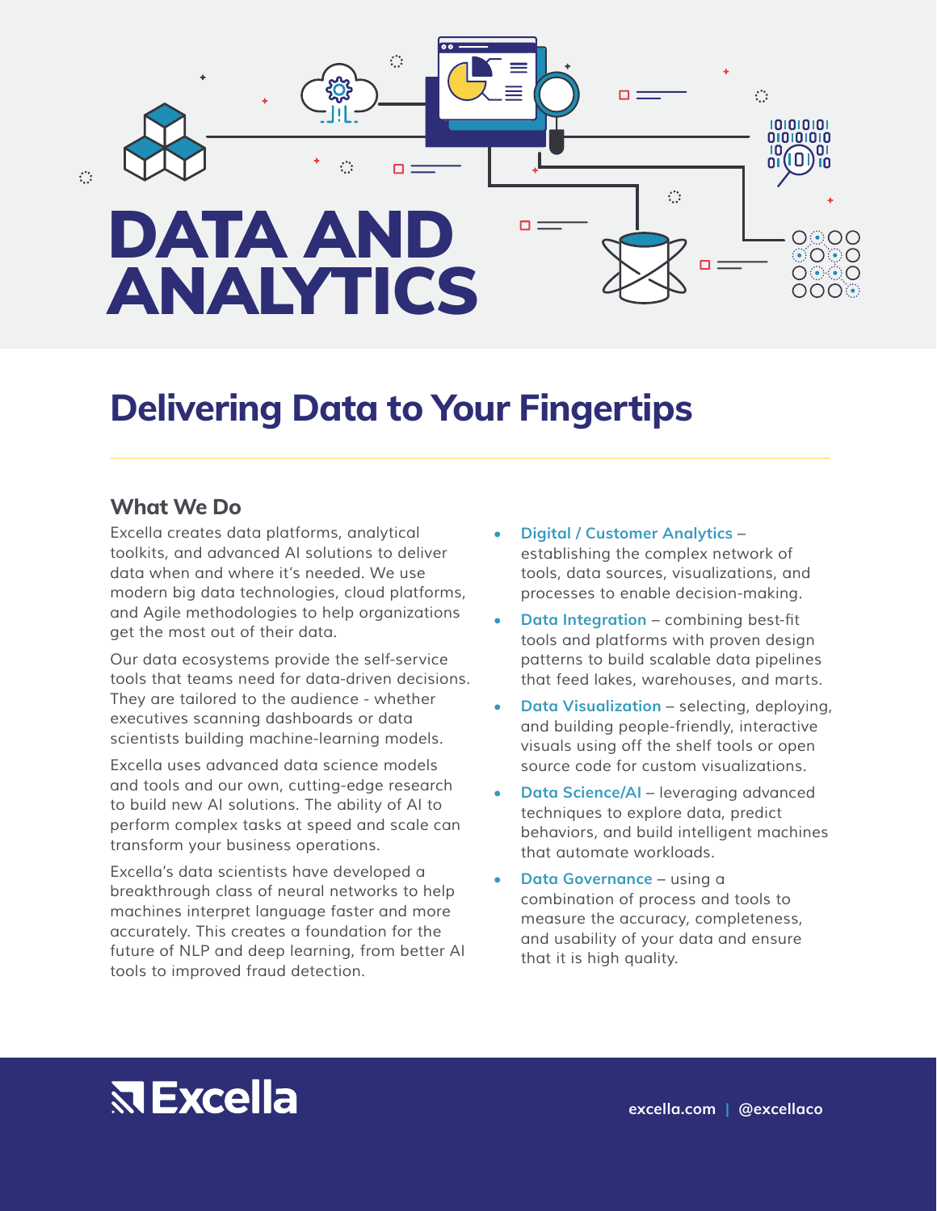# DATA AND ANALYTICS

## Delivering Data to Your Fingertips

### What We Do

Excella creates data platforms, analytical toolkits, and advanced AI solutions to deliver data when and where it's needed. We use modern big data technologies, cloud platforms, and Agile methodologies to help organizations get the most out of their data.

Our data ecosystems provide the self-service tools that teams need for data-driven decisions. They are tailored to the audience - whether executives scanning dashboards or data scientists building machine-learning models.

Excella uses advanced data science models and tools and our own, cutting-edge research to build new AI solutions. The ability of AI to perform complex tasks at speed and scale can transform your business operations.

Excella's data scientists have developed a breakthrough class of neural networks to help machines interpret language faster and more accurately. This creates a foundation for the future of NLP and deep learning, from better AI tools to improved fraud detection.

- **Digital / Customer Analytics** – establishing the complex network of tools, data sources, visualizations, and processes to enable decision-making.
- **Data Integration** – combining best-fit tools and platforms with proven design patterns to build scalable data pipelines that feed lakes, warehouses, and marts.
- **Data Visualization** – selecting, deploying, and building people-friendly, interactive visuals using off the shelf tools or open source code for custom visualizations.
- **Data Science/AI** – leveraging advanced techniques to explore data, predict behaviors, and build intelligent machines that automate workloads.
- **Data Governance** – using a combination of process and tools to measure the accuracy, completeness, and usability of your data and ensure that it is high quality.

Excella

excella.com | @excellaco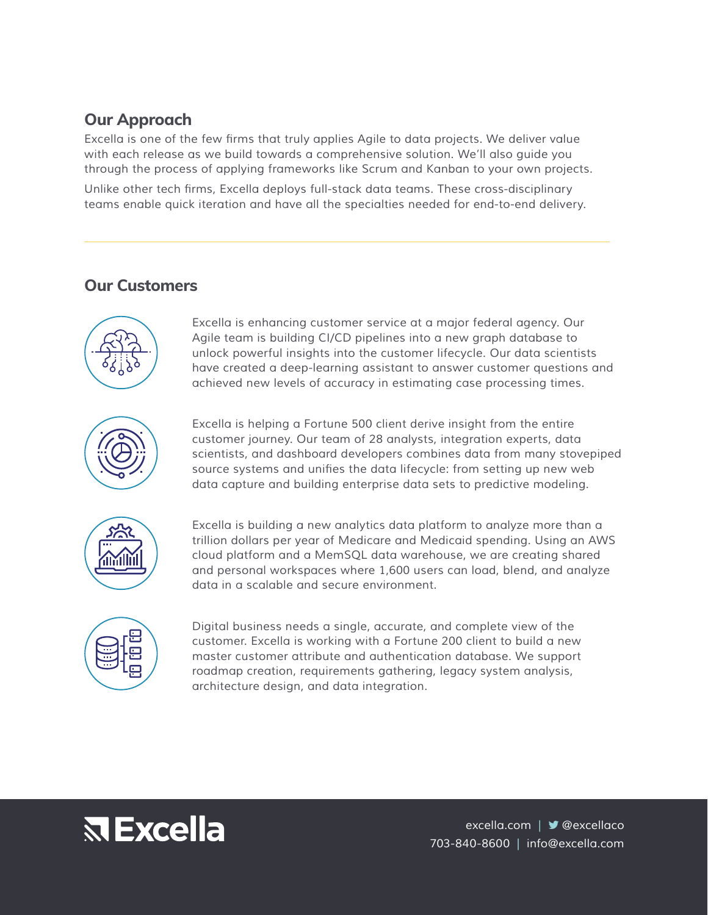## Our Approach

Excella is one of the few firms that truly applies Agile to data projects. We deliver value with each release as we build towards a comprehensive solution. We'll also guide you through the process of applying frameworks like Scrum and Kanban to your own projects.

Unlike other tech firms, Excella deploys full-stack data teams. These cross-disciplinary teams enable quick iteration and have all the specialties needed for end-to-end delivery.

---

## Our Customers

Excella is enhancing customer service at a major federal agency. Our Agile team is building CI/CD pipelines into a new graph database to unlock powerful insights into the customer lifecycle. Our data scientists have created a deep-learning assistant to answer customer questions and achieved new levels of accuracy in estimating case processing times.

Excella is helping a Fortune 500 client derive insight from the entire customer journey. Our team of 28 analysts, integration experts, data scientists, and dashboard developers combines data from many stovepiped source systems and unifies the data lifecycle: from setting up new web data capture and building enterprise data sets to predictive modeling.

Excella is building a new analytics data platform to analyze more than a trillion dollars per year of Medicare and Medicaid spending. Using an AWS cloud platform and a MemSQL data warehouse, we are creating shared and personal workspaces where 1,600 users can load, blend, and analyze data in a scalable and secure environment.

Digital business needs a single, accurate, and complete view of the customer. Excella is working with a Fortune 200 client to build a new master customer attribute and authentication database. We support roadmap creation, requirements gathering, legacy system analysis, architecture design, and data integration.

**Excella**

excella.com | @excellaco
703-840-8600 | info@excella.com